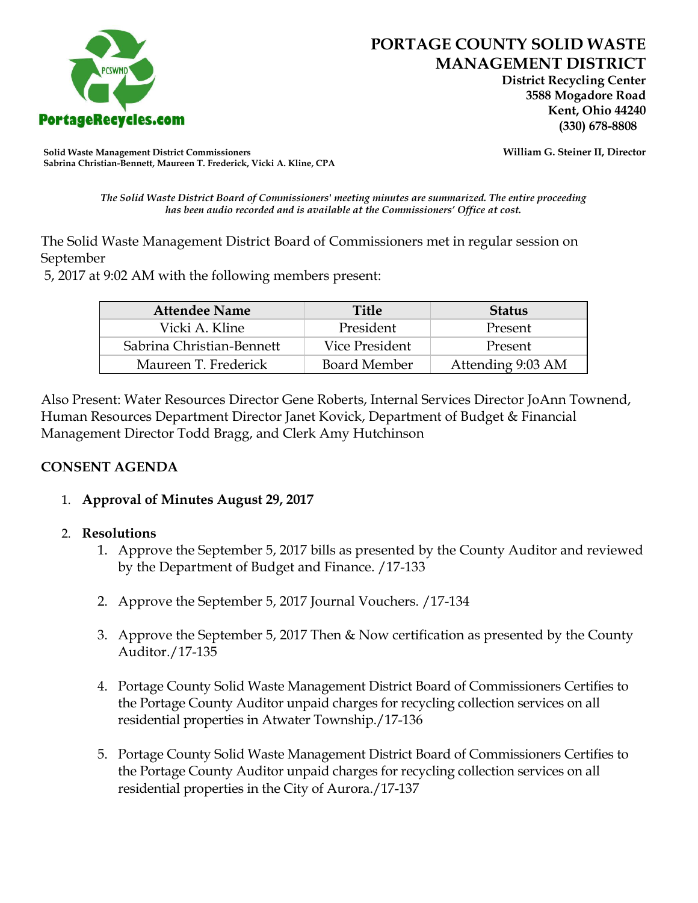PortageRecycles.com

# PORTAGE COUNTY SOLID WASTE MANAGEMENT DISTRICT

**District Recycling Center**
**3588 Mogadore Road**
**Kent, Ohio 44240**
**(330) 678-8808**

**Solid Waste Management District Commissioners**
**Sabrina Christian-Bennett, Maureen T. Frederick, Vicki A. Kline, CPA**

**William G. Steiner II, Director**

*The Solid Waste District Board of Commissioners' meeting minutes are summarized. The entire proceeding has been audio recorded and is available at the Commissioners' Office at cost.*

The Solid Waste Management District Board of Commissioners met in regular session on September 5, 2017 at 9:02 AM with the following members present:

| Attendee Name | Title | Status |
|---|---|---|
| Vicki A. Kline | President | Present |
| Sabrina Christian-Bennett | Vice President | Present |
| Maureen T. Frederick | Board Member | Attending 9:03 AM |

Also Present: Water Resources Director Gene Roberts, Internal Services Director JoAnn Townend, Human Resources Department Director Janet Kovick, Department of Budget & Financial Management Director Todd Bragg, and Clerk Amy Hutchinson

## CONSENT AGENDA

1. **Approval of Minutes August 29, 2017**

2. **Resolutions**
   1. Approve the September 5, 2017 bills as presented by the County Auditor and reviewed by the Department of Budget and Finance. /17-133

   2. Approve the September 5, 2017 Journal Vouchers. /17-134

   3. Approve the September 5, 2017 Then & Now certification as presented by the County Auditor./17-135

   4. Portage County Solid Waste Management District Board of Commissioners Certifies to the Portage County Auditor unpaid charges for recycling collection services on all residential properties in Atwater Township./17-136

   5. Portage County Solid Waste Management District Board of Commissioners Certifies to the Portage County Auditor unpaid charges for recycling collection services on all residential properties in the City of Aurora./17-137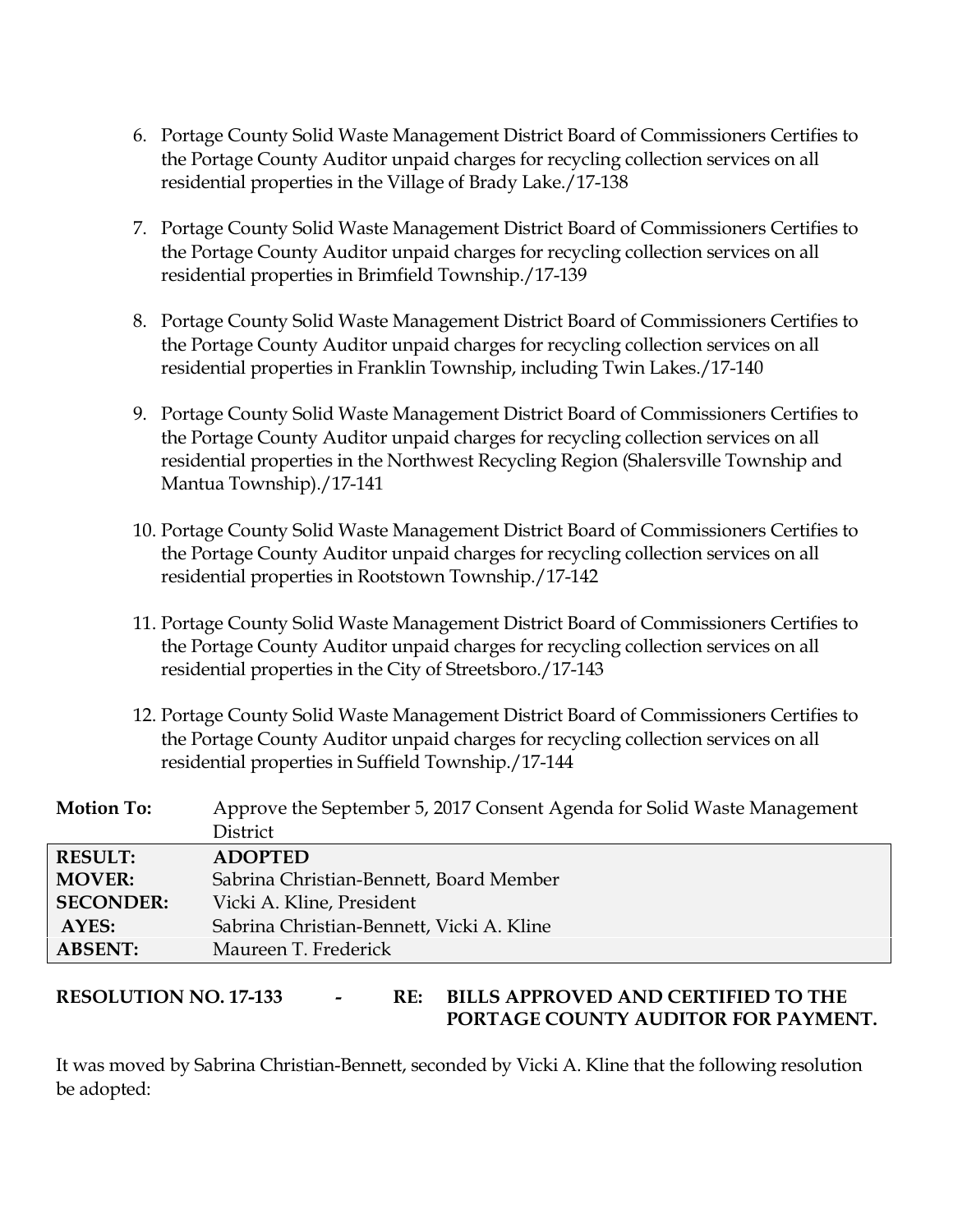6. Portage County Solid Waste Management District Board of Commissioners Certifies to the Portage County Auditor unpaid charges for recycling collection services on all residential properties in the Village of Brady Lake./17-138

7. Portage County Solid Waste Management District Board of Commissioners Certifies to the Portage County Auditor unpaid charges for recycling collection services on all residential properties in Brimfield Township./17-139

8. Portage County Solid Waste Management District Board of Commissioners Certifies to the Portage County Auditor unpaid charges for recycling collection services on all residential properties in Franklin Township, including Twin Lakes./17-140

9. Portage County Solid Waste Management District Board of Commissioners Certifies to the Portage County Auditor unpaid charges for recycling collection services on all residential properties in the Northwest Recycling Region (Shalersville Township and Mantua Township)./17-141

10. Portage County Solid Waste Management District Board of Commissioners Certifies to the Portage County Auditor unpaid charges for recycling collection services on all residential properties in Rootstown Township./17-142

11. Portage County Solid Waste Management District Board of Commissioners Certifies to the Portage County Auditor unpaid charges for recycling collection services on all residential properties in the City of Streetsboro./17-143

12. Portage County Solid Waste Management District Board of Commissioners Certifies to the Portage County Auditor unpaid charges for recycling collection services on all residential properties in Suffield Township./17-144

**Motion To:** Approve the September 5, 2017 Consent Agenda for Solid Waste Management District

| | |
|---|---|
| **RESULT:** | **ADOPTED** |
| **MOVER:** | Sabrina Christian-Bennett, Board Member |
| **SECONDER:** | Vicki A. Kline, President |
| **AYES:** | Sabrina Christian-Bennett, Vicki A. Kline |
| **ABSENT:** | Maureen T. Frederick |

**RESOLUTION NO. 17-133 - RE: BILLS APPROVED AND CERTIFIED TO THE PORTAGE COUNTY AUDITOR FOR PAYMENT.**

It was moved by Sabrina Christian-Bennett, seconded by Vicki A. Kline that the following resolution be adopted: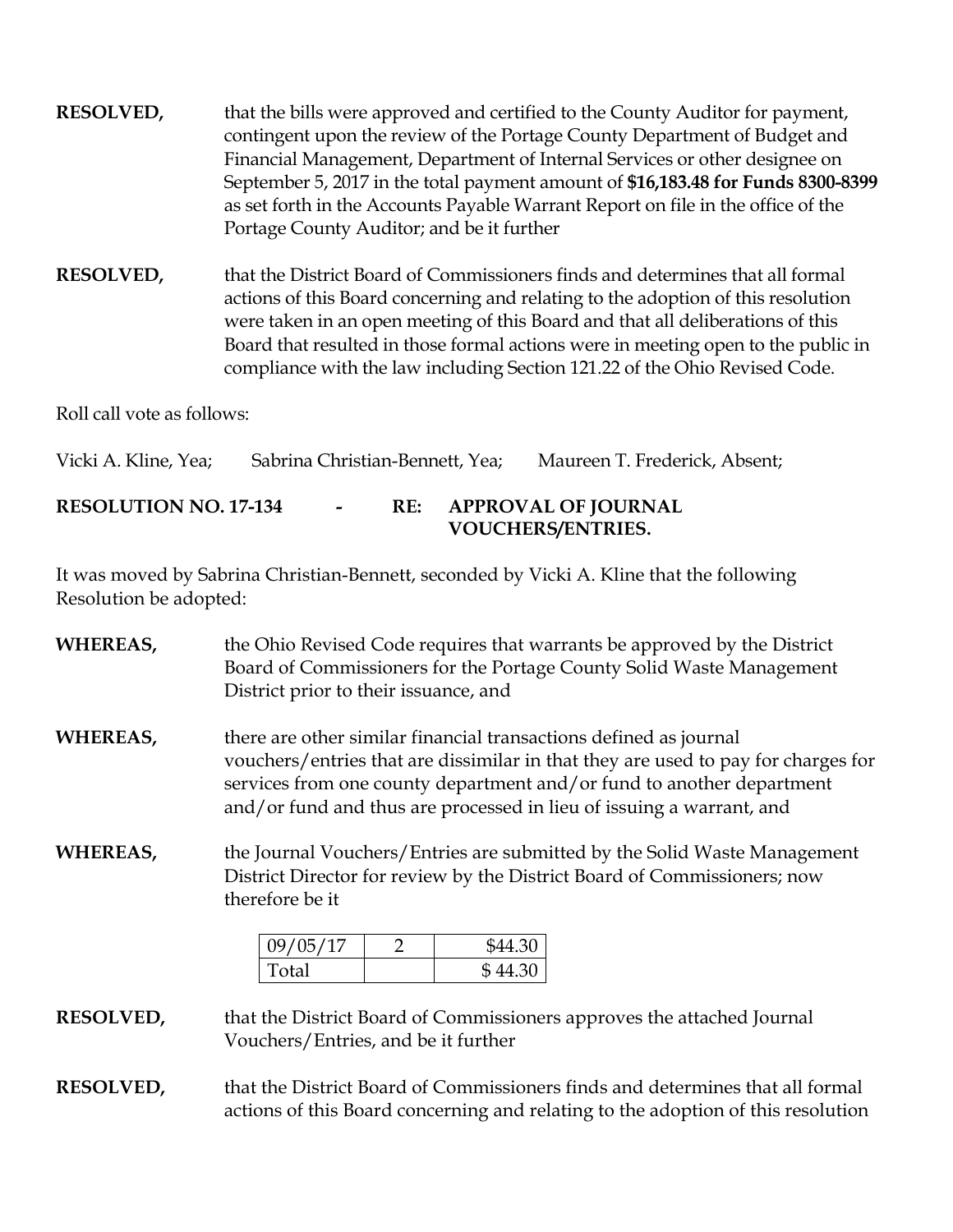**RESOLVED,** that the bills were approved and certified to the County Auditor for payment, contingent upon the review of the Portage County Department of Budget and Financial Management, Department of Internal Services or other designee on September 5, 2017 in the total payment amount of **$16,183.48 for Funds 8300-8399** as set forth in the Accounts Payable Warrant Report on file in the office of the Portage County Auditor; and be it further

**RESOLVED,** that the District Board of Commissioners finds and determines that all formal actions of this Board concerning and relating to the adoption of this resolution were taken in an open meeting of this Board and that all deliberations of this Board that resulted in those formal actions were in meeting open to the public in compliance with the law including Section 121.22 of the Ohio Revised Code.

Roll call vote as follows:

Vicki A. Kline, Yea; Sabrina Christian-Bennett, Yea; Maureen T. Frederick, Absent;

**RESOLUTION NO. 17-134 - RE: APPROVAL OF JOURNAL VOUCHERS/ENTRIES.**

It was moved by Sabrina Christian-Bennett, seconded by Vicki A. Kline that the following Resolution be adopted:

**WHEREAS,** the Ohio Revised Code requires that warrants be approved by the District Board of Commissioners for the Portage County Solid Waste Management District prior to their issuance, and

**WHEREAS,** there are other similar financial transactions defined as journal vouchers/entries that are dissimilar in that they are used to pay for charges for services from one county department and/or fund to another department and/or fund and thus are processed in lieu of issuing a warrant, and

**WHEREAS,** the Journal Vouchers/Entries are submitted by the Solid Waste Management District Director for review by the District Board of Commissioners; now therefore be it

| | | |
|---|---|---|
| 09/05/17 | 2 | $44.30 |
| Total | | $ 44.30 |

**RESOLVED,** that the District Board of Commissioners approves the attached Journal Vouchers/Entries, and be it further

**RESOLVED,** that the District Board of Commissioners finds and determines that all formal actions of this Board concerning and relating to the adoption of this resolution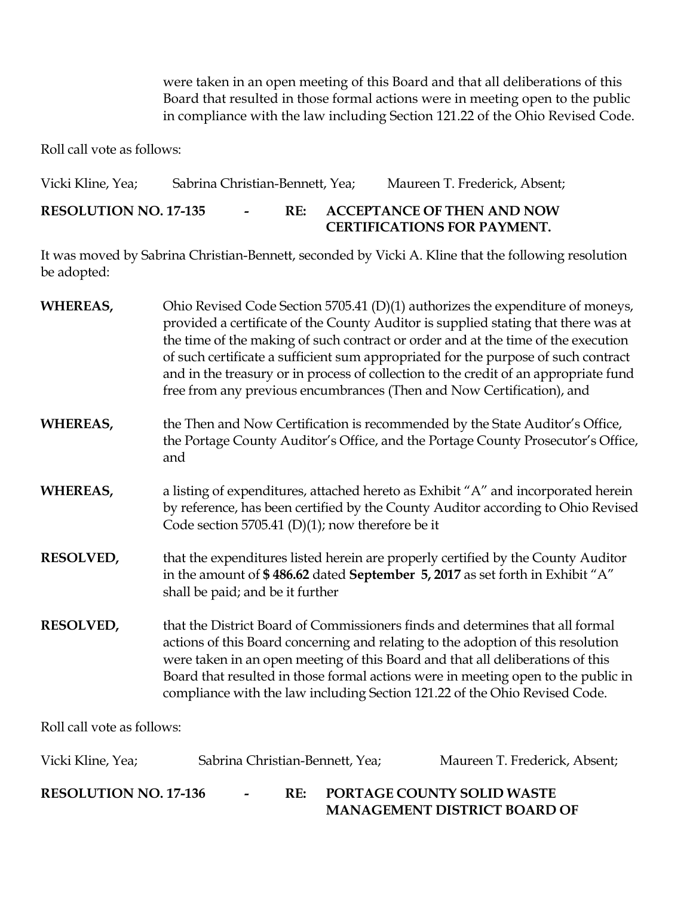were taken in an open meeting of this Board and that all deliberations of this Board that resulted in those formal actions were in meeting open to the public in compliance with the law including Section 121.22 of the Ohio Revised Code.

Roll call vote as follows:

Vicki Kline, Yea; Sabrina Christian-Bennett, Yea; Maureen T. Frederick, Absent;

**RESOLUTION NO. 17-135 - RE: ACCEPTANCE OF THEN AND NOW CERTIFICATIONS FOR PAYMENT.**

It was moved by Sabrina Christian-Bennett, seconded by Vicki A. Kline that the following resolution be adopted:

**WHEREAS,** Ohio Revised Code Section 5705.41 (D)(1) authorizes the expenditure of moneys, provided a certificate of the County Auditor is supplied stating that there was at the time of the making of such contract or order and at the time of the execution of such certificate a sufficient sum appropriated for the purpose of such contract and in the treasury or in process of collection to the credit of an appropriate fund free from any previous encumbrances (Then and Now Certification), and

**WHEREAS,** the Then and Now Certification is recommended by the State Auditor's Office, the Portage County Auditor's Office, and the Portage County Prosecutor's Office, and

**WHEREAS,** a listing of expenditures, attached hereto as Exhibit "A" and incorporated herein by reference, has been certified by the County Auditor according to Ohio Revised Code section 5705.41 (D)(1); now therefore be it

**RESOLVED,** that the expenditures listed herein are properly certified by the County Auditor in the amount of **$ 486.62** dated **September 5, 2017** as set forth in Exhibit "A" shall be paid; and be it further

**RESOLVED,** that the District Board of Commissioners finds and determines that all formal actions of this Board concerning and relating to the adoption of this resolution were taken in an open meeting of this Board and that all deliberations of this Board that resulted in those formal actions were in meeting open to the public in compliance with the law including Section 121.22 of the Ohio Revised Code.

Roll call vote as follows:

Vicki Kline, Yea; Sabrina Christian-Bennett, Yea; Maureen T. Frederick, Absent;

**RESOLUTION NO. 17-136 - RE: PORTAGE COUNTY SOLID WASTE MANAGEMENT DISTRICT BOARD OF**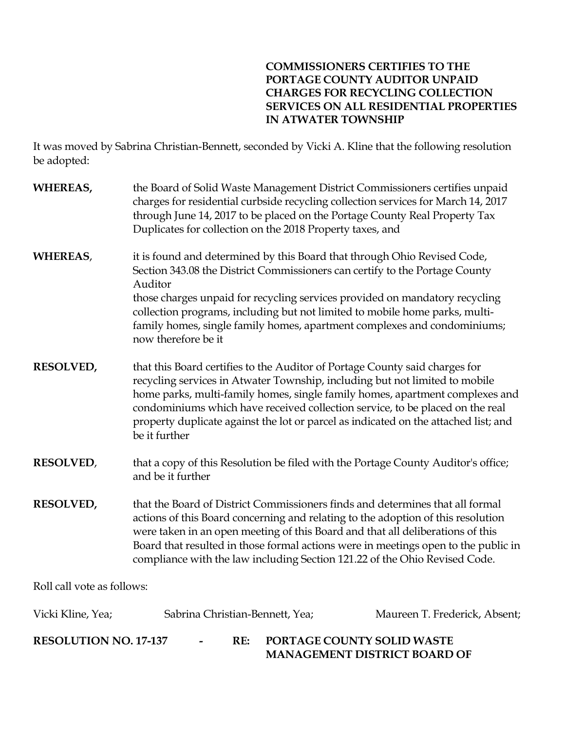**COMMISSIONERS CERTIFIES TO THE PORTAGE COUNTY AUDITOR UNPAID CHARGES FOR RECYCLING COLLECTION SERVICES ON ALL RESIDENTIAL PROPERTIES IN ATWATER TOWNSHIP**

It was moved by Sabrina Christian-Bennett, seconded by Vicki A. Kline that the following resolution be adopted:

**WHEREAS,** the Board of Solid Waste Management District Commissioners certifies unpaid charges for residential curbside recycling collection services for March 14, 2017 through June 14, 2017 to be placed on the Portage County Real Property Tax Duplicates for collection on the 2018 Property taxes, and

**WHEREAS**, it is found and determined by this Board that through Ohio Revised Code, Section 343.08 the District Commissioners can certify to the Portage County Auditor
those charges unpaid for recycling services provided on mandatory recycling collection programs, including but not limited to mobile home parks, multi-family homes, single family homes, apartment complexes and condominiums; now therefore be it

**RESOLVED,** that this Board certifies to the Auditor of Portage County said charges for recycling services in Atwater Township, including but not limited to mobile home parks, multi-family homes, single family homes, apartment complexes and condominiums which have received collection service, to be placed on the real property duplicate against the lot or parcel as indicated on the attached list; and be it further

**RESOLVED**, that a copy of this Resolution be filed with the Portage County Auditor's office; and be it further

**RESOLVED,** that the Board of District Commissioners finds and determines that all formal actions of this Board concerning and relating to the adoption of this resolution were taken in an open meeting of this Board and that all deliberations of this Board that resulted in those formal actions were in meetings open to the public in compliance with the law including Section 121.22 of the Ohio Revised Code.

Roll call vote as follows:

Vicki Kline, Yea; Sabrina Christian-Bennett, Yea; Maureen T. Frederick, Absent;

**RESOLUTION NO. 17-137 - RE: PORTAGE COUNTY SOLID WASTE MANAGEMENT DISTRICT BOARD OF**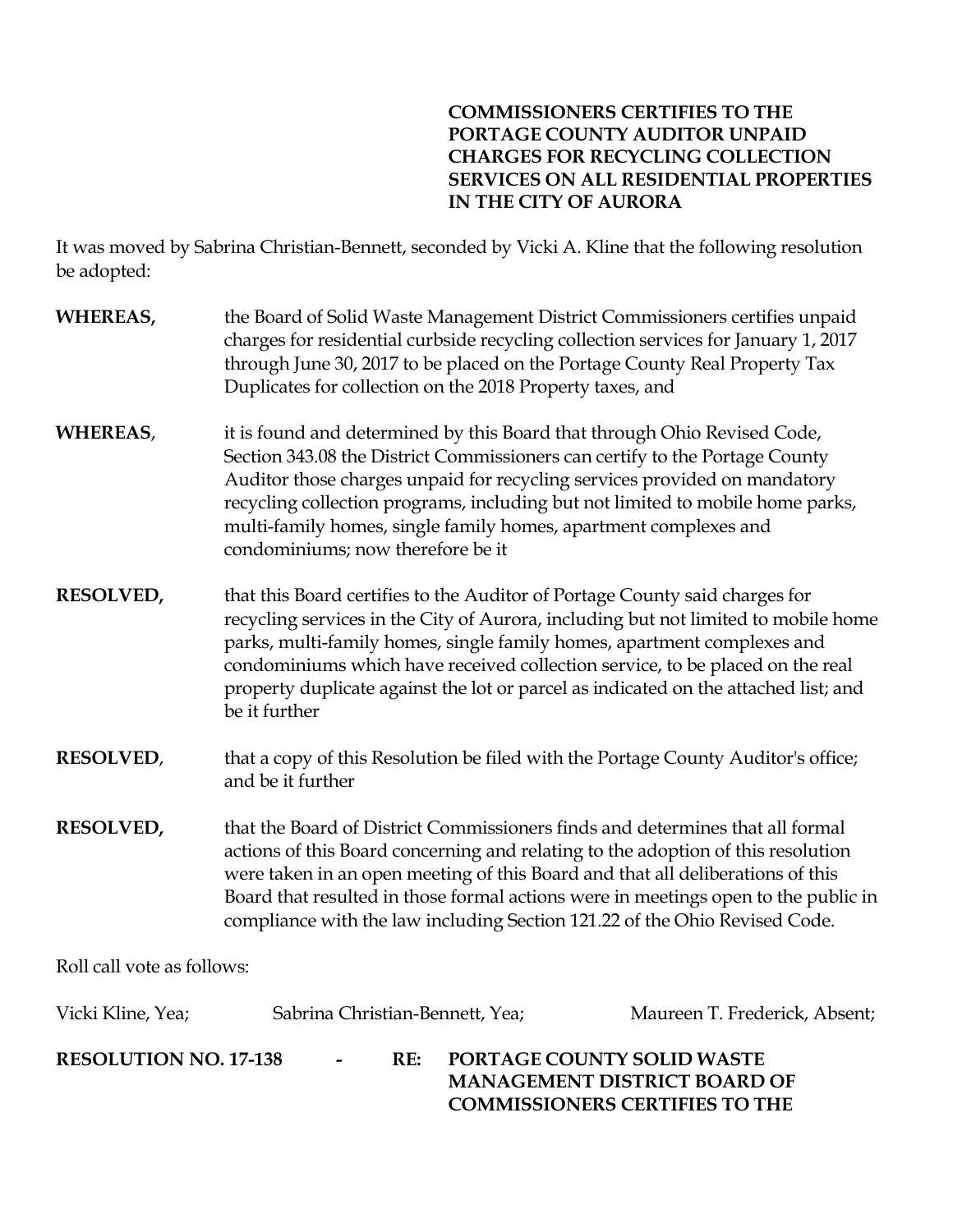**COMMISSIONERS CERTIFIES TO THE PORTAGE COUNTY AUDITOR UNPAID CHARGES FOR RECYCLING COLLECTION SERVICES ON ALL RESIDENTIAL PROPERTIES IN THE CITY OF AURORA**

It was moved by Sabrina Christian-Bennett, seconded by Vicki A. Kline that the following resolution be adopted:

**WHEREAS,** the Board of Solid Waste Management District Commissioners certifies unpaid charges for residential curbside recycling collection services for January 1, 2017 through June 30, 2017 to be placed on the Portage County Real Property Tax Duplicates for collection on the 2018 Property taxes, and

**WHEREAS**, it is found and determined by this Board that through Ohio Revised Code, Section 343.08 the District Commissioners can certify to the Portage County Auditor those charges unpaid for recycling services provided on mandatory recycling collection programs, including but not limited to mobile home parks, multi-family homes, single family homes, apartment complexes and condominiums; now therefore be it

**RESOLVED,** that this Board certifies to the Auditor of Portage County said charges for recycling services in the City of Aurora, including but not limited to mobile home parks, multi-family homes, single family homes, apartment complexes and condominiums which have received collection service, to be placed on the real property duplicate against the lot or parcel as indicated on the attached list; and be it further

**RESOLVED**, that a copy of this Resolution be filed with the Portage County Auditor's office; and be it further

**RESOLVED,** that the Board of District Commissioners finds and determines that all formal actions of this Board concerning and relating to the adoption of this resolution were taken in an open meeting of this Board and that all deliberations of this Board that resulted in those formal actions were in meetings open to the public in compliance with the law including Section 121.22 of the Ohio Revised Code.

Roll call vote as follows:

Vicki Kline, Yea; Sabrina Christian-Bennett, Yea; Maureen T. Frederick, Absent;

**RESOLUTION NO. 17-138 - RE: PORTAGE COUNTY SOLID WASTE MANAGEMENT DISTRICT BOARD OF COMMISSIONERS CERTIFIES TO THE**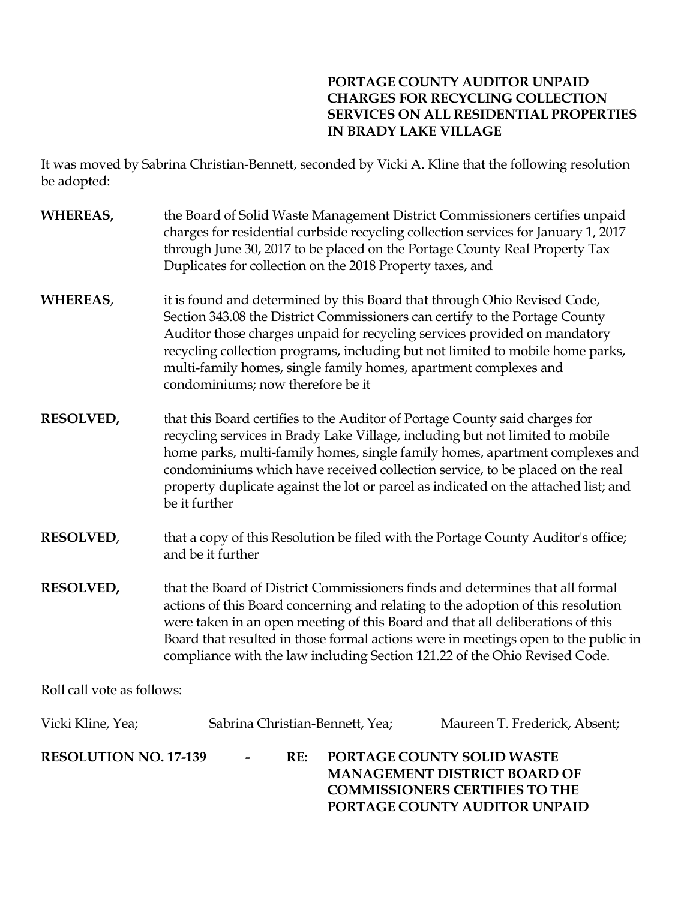**PORTAGE COUNTY AUDITOR UNPAID CHARGES FOR RECYCLING COLLECTION SERVICES ON ALL RESIDENTIAL PROPERTIES IN BRADY LAKE VILLAGE**

It was moved by Sabrina Christian-Bennett, seconded by Vicki A. Kline that the following resolution be adopted:

**WHEREAS,** the Board of Solid Waste Management District Commissioners certifies unpaid charges for residential curbside recycling collection services for January 1, 2017 through June 30, 2017 to be placed on the Portage County Real Property Tax Duplicates for collection on the 2018 Property taxes, and

**WHEREAS**, it is found and determined by this Board that through Ohio Revised Code, Section 343.08 the District Commissioners can certify to the Portage County Auditor those charges unpaid for recycling services provided on mandatory recycling collection programs, including but not limited to mobile home parks, multi-family homes, single family homes, apartment complexes and condominiums; now therefore be it

**RESOLVED,** that this Board certifies to the Auditor of Portage County said charges for recycling services in Brady Lake Village, including but not limited to mobile home parks, multi-family homes, single family homes, apartment complexes and condominiums which have received collection service, to be placed on the real property duplicate against the lot or parcel as indicated on the attached list; and be it further

**RESOLVED**, that a copy of this Resolution be filed with the Portage County Auditor's office; and be it further

**RESOLVED,** that the Board of District Commissioners finds and determines that all formal actions of this Board concerning and relating to the adoption of this resolution were taken in an open meeting of this Board and that all deliberations of this Board that resulted in those formal actions were in meetings open to the public in compliance with the law including Section 121.22 of the Ohio Revised Code.

Roll call vote as follows:

Vicki Kline, Yea; Sabrina Christian-Bennett, Yea; Maureen T. Frederick, Absent;

**RESOLUTION NO. 17-139 - RE: PORTAGE COUNTY SOLID WASTE MANAGEMENT DISTRICT BOARD OF COMMISSIONERS CERTIFIES TO THE PORTAGE COUNTY AUDITOR UNPAID**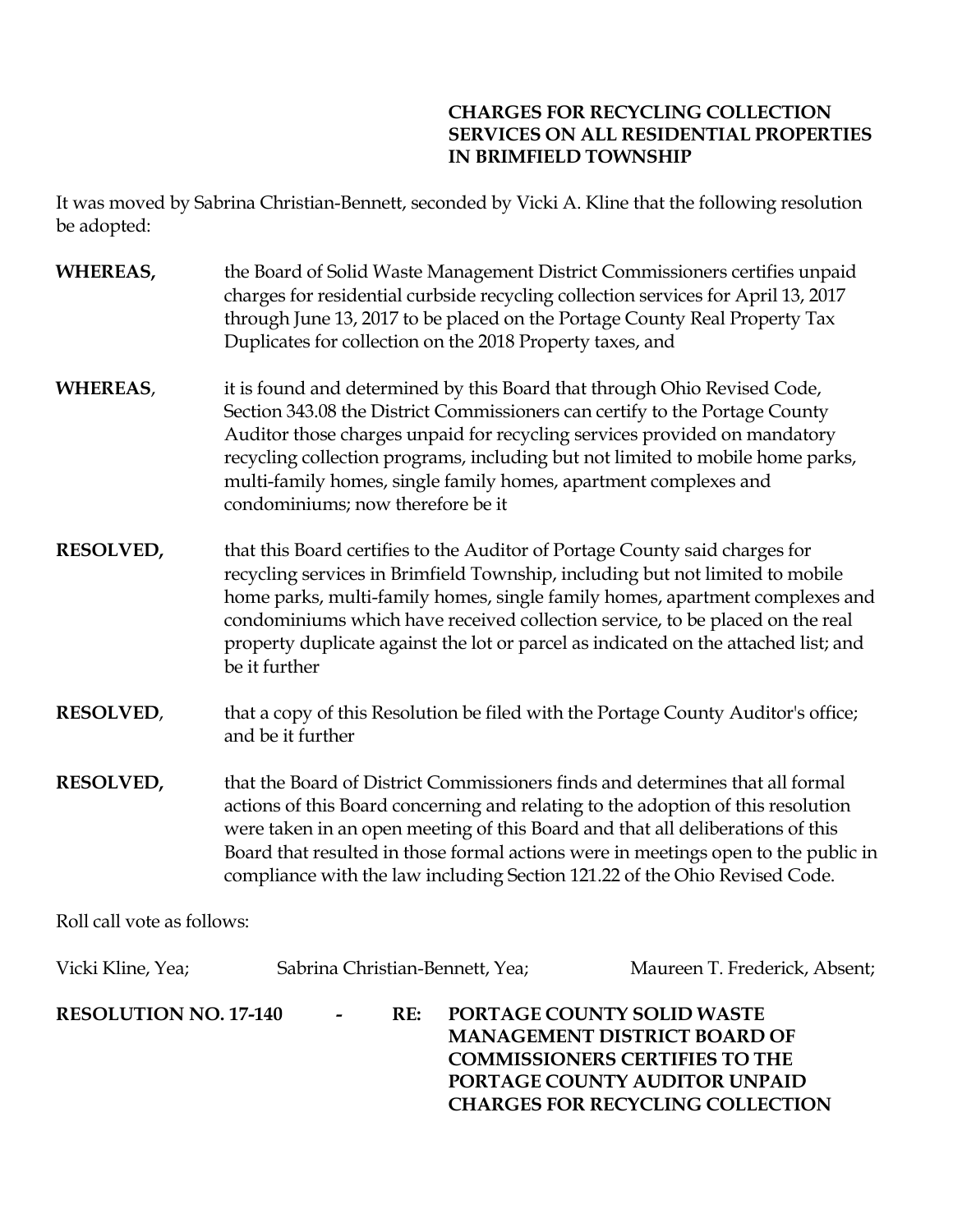**CHARGES FOR RECYCLING COLLECTION SERVICES ON ALL RESIDENTIAL PROPERTIES IN BRIMFIELD TOWNSHIP**

It was moved by Sabrina Christian-Bennett, seconded by Vicki A. Kline that the following resolution be adopted:

**WHEREAS,** the Board of Solid Waste Management District Commissioners certifies unpaid charges for residential curbside recycling collection services for April 13, 2017 through June 13, 2017 to be placed on the Portage County Real Property Tax Duplicates for collection on the 2018 Property taxes, and

**WHEREAS**, it is found and determined by this Board that through Ohio Revised Code, Section 343.08 the District Commissioners can certify to the Portage County Auditor those charges unpaid for recycling services provided on mandatory recycling collection programs, including but not limited to mobile home parks, multi-family homes, single family homes, apartment complexes and condominiums; now therefore be it

**RESOLVED,** that this Board certifies to the Auditor of Portage County said charges for recycling services in Brimfield Township, including but not limited to mobile home parks, multi-family homes, single family homes, apartment complexes and condominiums which have received collection service, to be placed on the real property duplicate against the lot or parcel as indicated on the attached list; and be it further

**RESOLVED**, that a copy of this Resolution be filed with the Portage County Auditor's office; and be it further

**RESOLVED,** that the Board of District Commissioners finds and determines that all formal actions of this Board concerning and relating to the adoption of this resolution were taken in an open meeting of this Board and that all deliberations of this Board that resulted in those formal actions were in meetings open to the public in compliance with the law including Section 121.22 of the Ohio Revised Code.

Roll call vote as follows:

Vicki Kline, Yea; Sabrina Christian-Bennett, Yea; Maureen T. Frederick, Absent;

**RESOLUTION NO. 17-140 - RE: PORTAGE COUNTY SOLID WASTE MANAGEMENT DISTRICT BOARD OF COMMISSIONERS CERTIFIES TO THE PORTAGE COUNTY AUDITOR UNPAID CHARGES FOR RECYCLING COLLECTION**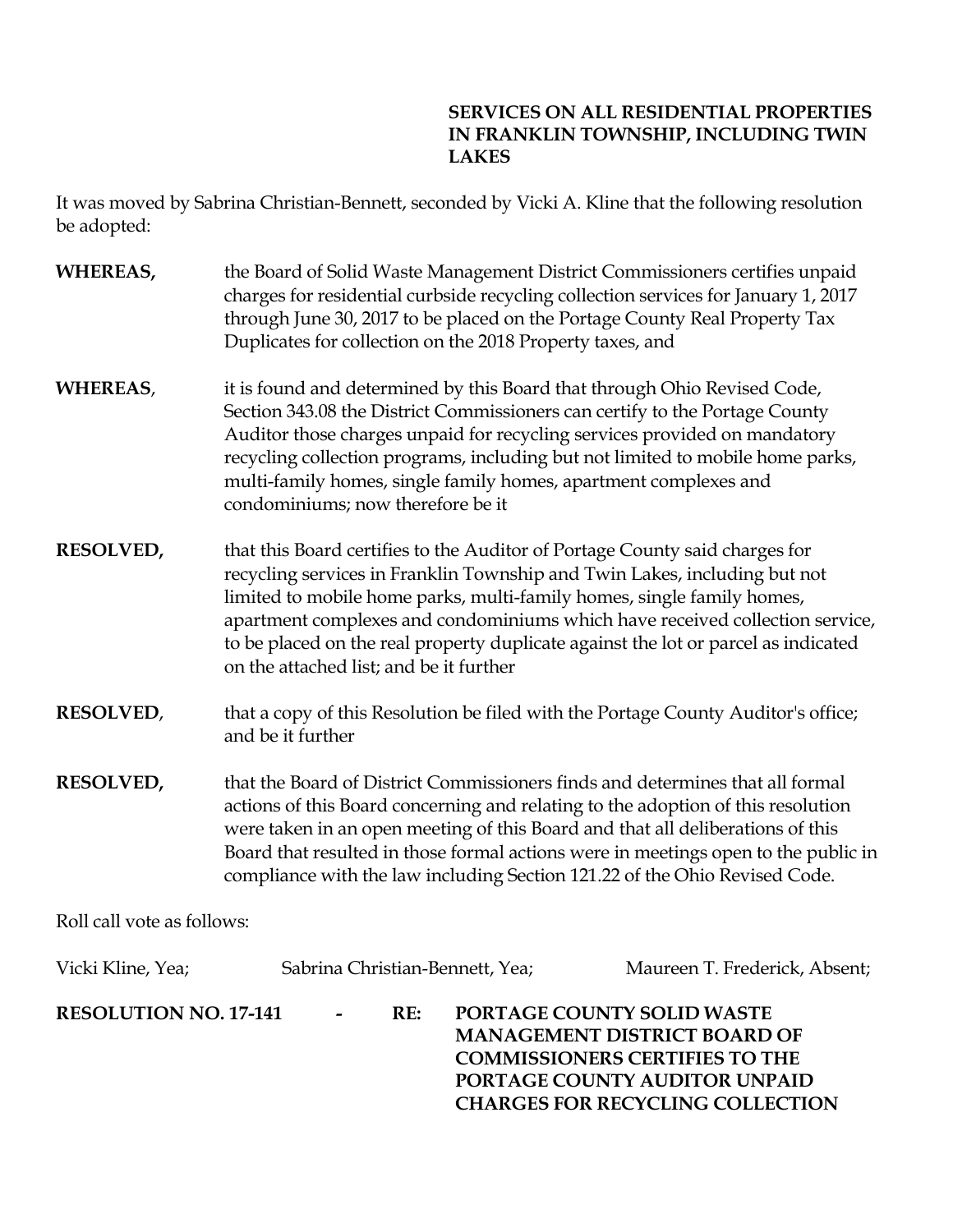**SERVICES ON ALL RESIDENTIAL PROPERTIES IN FRANKLIN TOWNSHIP, INCLUDING TWIN LAKES**

It was moved by Sabrina Christian-Bennett, seconded by Vicki A. Kline that the following resolution be adopted:

**WHEREAS,** the Board of Solid Waste Management District Commissioners certifies unpaid charges for residential curbside recycling collection services for January 1, 2017 through June 30, 2017 to be placed on the Portage County Real Property Tax Duplicates for collection on the 2018 Property taxes, and

**WHEREAS**, it is found and determined by this Board that through Ohio Revised Code, Section 343.08 the District Commissioners can certify to the Portage County Auditor those charges unpaid for recycling services provided on mandatory recycling collection programs, including but not limited to mobile home parks, multi-family homes, single family homes, apartment complexes and condominiums; now therefore be it

**RESOLVED,** that this Board certifies to the Auditor of Portage County said charges for recycling services in Franklin Township and Twin Lakes, including but not limited to mobile home parks, multi-family homes, single family homes, apartment complexes and condominiums which have received collection service, to be placed on the real property duplicate against the lot or parcel as indicated on the attached list; and be it further

**RESOLVED**, that a copy of this Resolution be filed with the Portage County Auditor's office; and be it further

**RESOLVED,** that the Board of District Commissioners finds and determines that all formal actions of this Board concerning and relating to the adoption of this resolution were taken in an open meeting of this Board and that all deliberations of this Board that resulted in those formal actions were in meetings open to the public in compliance with the law including Section 121.22 of the Ohio Revised Code.

Roll call vote as follows:

Vicki Kline, Yea; Sabrina Christian-Bennett, Yea; Maureen T. Frederick, Absent;

**RESOLUTION NO. 17-141 - RE: PORTAGE COUNTY SOLID WASTE MANAGEMENT DISTRICT BOARD OF COMMISSIONERS CERTIFIES TO THE PORTAGE COUNTY AUDITOR UNPAID CHARGES FOR RECYCLING COLLECTION**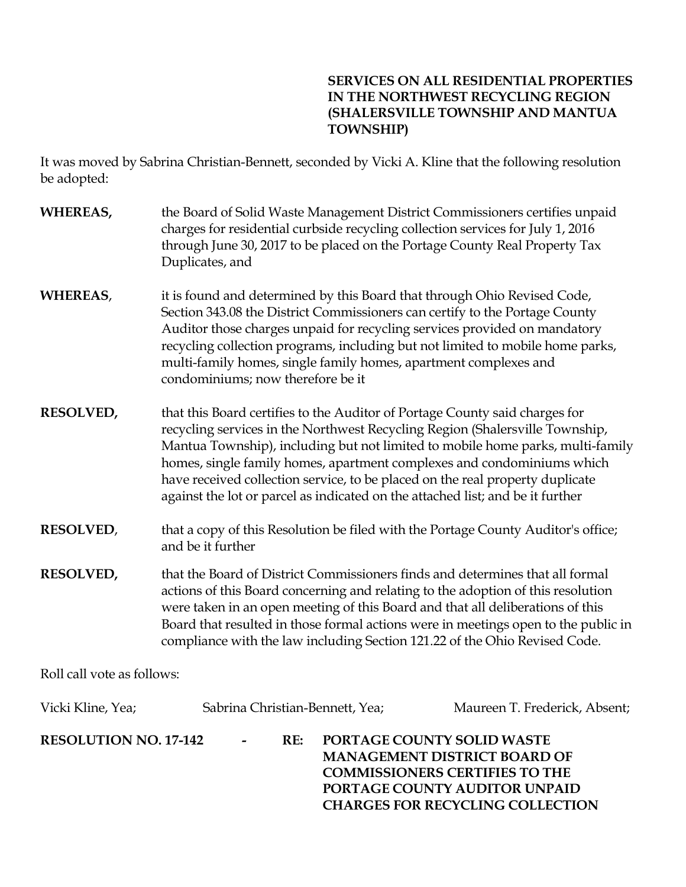**SERVICES ON ALL RESIDENTIAL PROPERTIES IN THE NORTHWEST RECYCLING REGION (SHALERSVILLE TOWNSHIP AND MANTUA TOWNSHIP)**

It was moved by Sabrina Christian-Bennett, seconded by Vicki A. Kline that the following resolution be adopted:

**WHEREAS,** the Board of Solid Waste Management District Commissioners certifies unpaid charges for residential curbside recycling collection services for July 1, 2016 through June 30, 2017 to be placed on the Portage County Real Property Tax Duplicates, and

**WHEREAS**, it is found and determined by this Board that through Ohio Revised Code, Section 343.08 the District Commissioners can certify to the Portage County Auditor those charges unpaid for recycling services provided on mandatory recycling collection programs, including but not limited to mobile home parks, multi-family homes, single family homes, apartment complexes and condominiums; now therefore be it

**RESOLVED,** that this Board certifies to the Auditor of Portage County said charges for recycling services in the Northwest Recycling Region (Shalersville Township, Mantua Township), including but not limited to mobile home parks, multi-family homes, single family homes, apartment complexes and condominiums which have received collection service, to be placed on the real property duplicate against the lot or parcel as indicated on the attached list; and be it further

**RESOLVED**, that a copy of this Resolution be filed with the Portage County Auditor's office; and be it further

**RESOLVED,** that the Board of District Commissioners finds and determines that all formal actions of this Board concerning and relating to the adoption of this resolution were taken in an open meeting of this Board and that all deliberations of this Board that resulted in those formal actions were in meetings open to the public in compliance with the law including Section 121.22 of the Ohio Revised Code.

Roll call vote as follows:

Vicki Kline, Yea; Sabrina Christian-Bennett, Yea; Maureen T. Frederick, Absent;

**RESOLUTION NO. 17-142 - RE: PORTAGE COUNTY SOLID WASTE MANAGEMENT DISTRICT BOARD OF COMMISSIONERS CERTIFIES TO THE PORTAGE COUNTY AUDITOR UNPAID CHARGES FOR RECYCLING COLLECTION**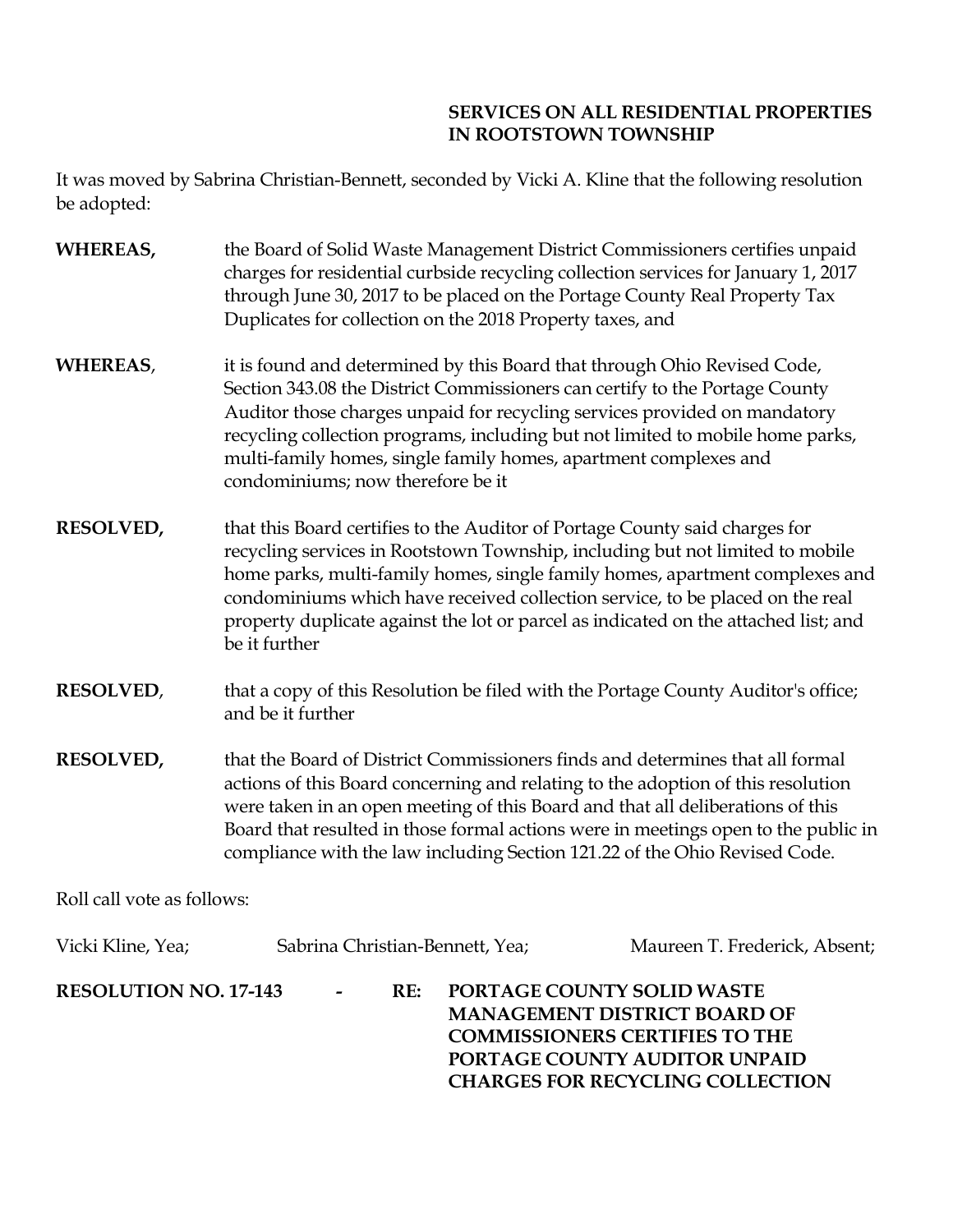**SERVICES ON ALL RESIDENTIAL PROPERTIES IN ROOTSTOWN TOWNSHIP**

It was moved by Sabrina Christian-Bennett, seconded by Vicki A. Kline that the following resolution be adopted:

**WHEREAS,** the Board of Solid Waste Management District Commissioners certifies unpaid charges for residential curbside recycling collection services for January 1, 2017 through June 30, 2017 to be placed on the Portage County Real Property Tax Duplicates for collection on the 2018 Property taxes, and

**WHEREAS**, it is found and determined by this Board that through Ohio Revised Code, Section 343.08 the District Commissioners can certify to the Portage County Auditor those charges unpaid for recycling services provided on mandatory recycling collection programs, including but not limited to mobile home parks, multi-family homes, single family homes, apartment complexes and condominiums; now therefore be it

**RESOLVED,** that this Board certifies to the Auditor of Portage County said charges for recycling services in Rootstown Township, including but not limited to mobile home parks, multi-family homes, single family homes, apartment complexes and condominiums which have received collection service, to be placed on the real property duplicate against the lot or parcel as indicated on the attached list; and be it further

**RESOLVED**, that a copy of this Resolution be filed with the Portage County Auditor's office; and be it further

**RESOLVED,** that the Board of District Commissioners finds and determines that all formal actions of this Board concerning and relating to the adoption of this resolution were taken in an open meeting of this Board and that all deliberations of this Board that resulted in those formal actions were in meetings open to the public in compliance with the law including Section 121.22 of the Ohio Revised Code.

Roll call vote as follows:

Vicki Kline, Yea; Sabrina Christian-Bennett, Yea; Maureen T. Frederick, Absent;

**RESOLUTION NO. 17-143 - RE: PORTAGE COUNTY SOLID WASTE MANAGEMENT DISTRICT BOARD OF COMMISSIONERS CERTIFIES TO THE PORTAGE COUNTY AUDITOR UNPAID CHARGES FOR RECYCLING COLLECTION**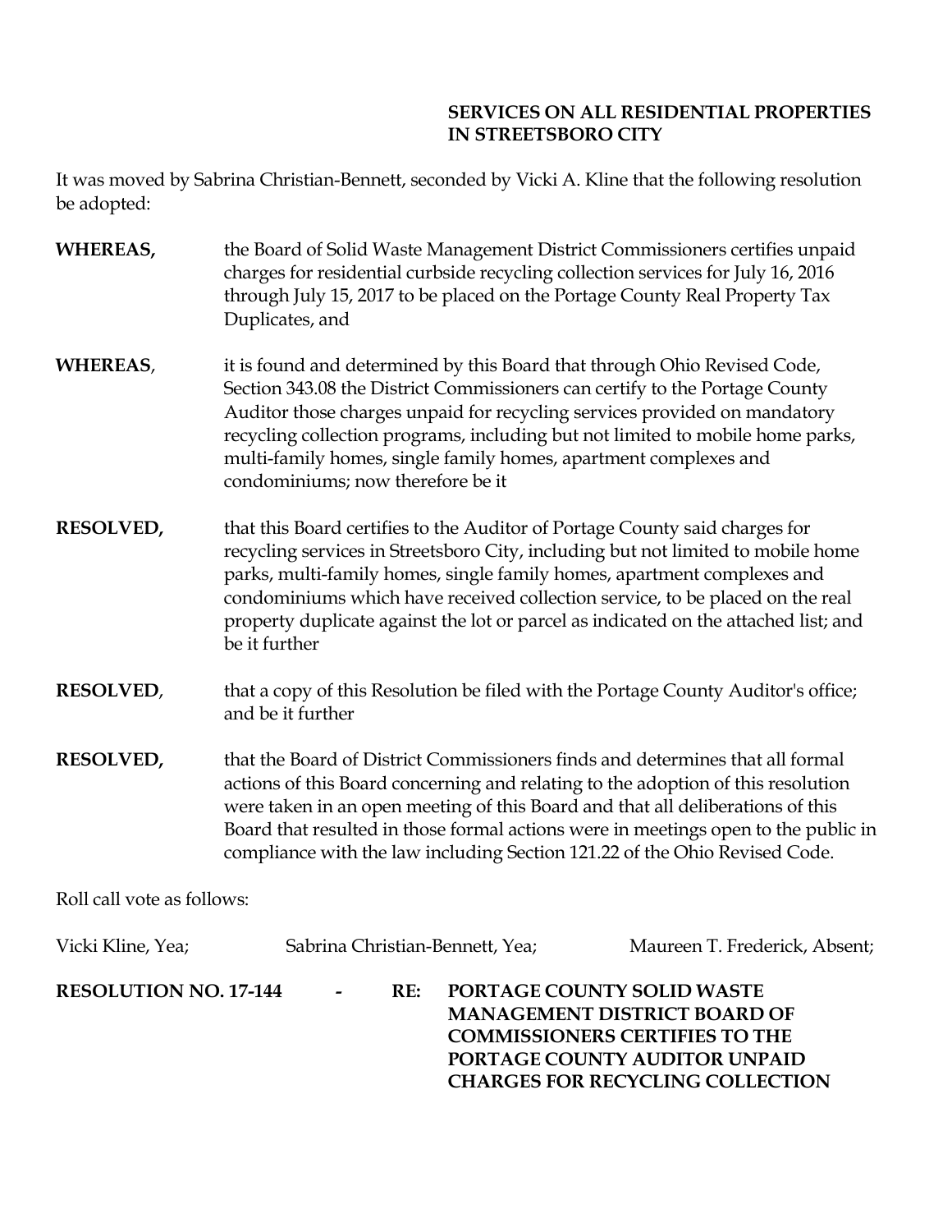**SERVICES ON ALL RESIDENTIAL PROPERTIES IN STREETSBORO CITY**

It was moved by Sabrina Christian-Bennett, seconded by Vicki A. Kline that the following resolution be adopted:

**WHEREAS,** the Board of Solid Waste Management District Commissioners certifies unpaid charges for residential curbside recycling collection services for July 16, 2016 through July 15, 2017 to be placed on the Portage County Real Property Tax Duplicates, and

**WHEREAS**, it is found and determined by this Board that through Ohio Revised Code, Section 343.08 the District Commissioners can certify to the Portage County Auditor those charges unpaid for recycling services provided on mandatory recycling collection programs, including but not limited to mobile home parks, multi-family homes, single family homes, apartment complexes and condominiums; now therefore be it

**RESOLVED,** that this Board certifies to the Auditor of Portage County said charges for recycling services in Streetsboro City, including but not limited to mobile home parks, multi-family homes, single family homes, apartment complexes and condominiums which have received collection service, to be placed on the real property duplicate against the lot or parcel as indicated on the attached list; and be it further

**RESOLVED**, that a copy of this Resolution be filed with the Portage County Auditor's office; and be it further

**RESOLVED,** that the Board of District Commissioners finds and determines that all formal actions of this Board concerning and relating to the adoption of this resolution were taken in an open meeting of this Board and that all deliberations of this Board that resulted in those formal actions were in meetings open to the public in compliance with the law including Section 121.22 of the Ohio Revised Code.

Roll call vote as follows:

Vicki Kline, Yea; Sabrina Christian-Bennett, Yea; Maureen T. Frederick, Absent;

**RESOLUTION NO. 17-144 - RE: PORTAGE COUNTY SOLID WASTE MANAGEMENT DISTRICT BOARD OF COMMISSIONERS CERTIFIES TO THE PORTAGE COUNTY AUDITOR UNPAID CHARGES FOR RECYCLING COLLECTION**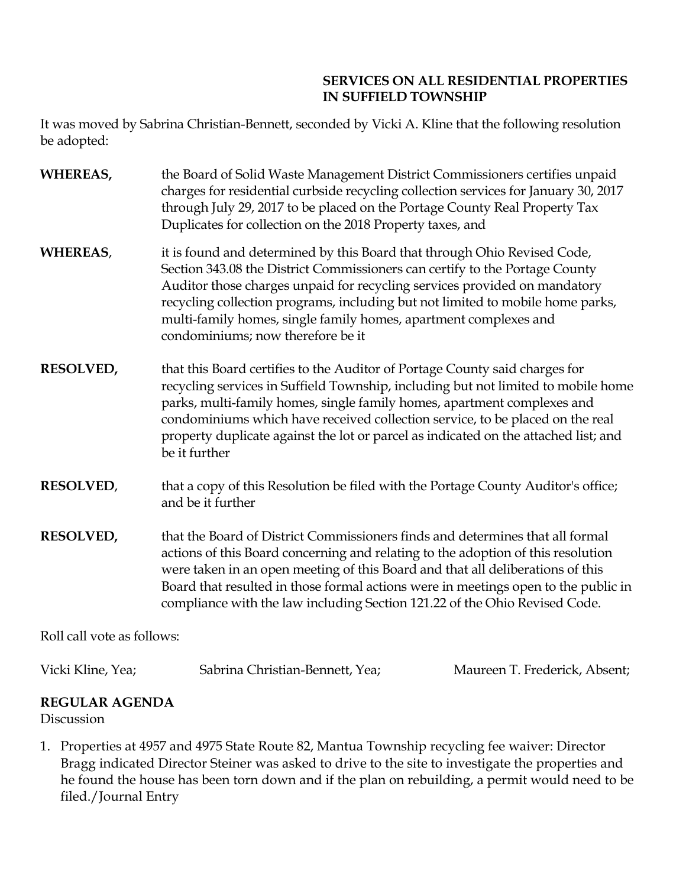**SERVICES ON ALL RESIDENTIAL PROPERTIES IN SUFFIELD TOWNSHIP**

It was moved by Sabrina Christian-Bennett, seconded by Vicki A. Kline that the following resolution be adopted:

**WHEREAS,** the Board of Solid Waste Management District Commissioners certifies unpaid charges for residential curbside recycling collection services for January 30, 2017 through July 29, 2017 to be placed on the Portage County Real Property Tax Duplicates for collection on the 2018 Property taxes, and

**WHEREAS**, it is found and determined by this Board that through Ohio Revised Code, Section 343.08 the District Commissioners can certify to the Portage County Auditor those charges unpaid for recycling services provided on mandatory recycling collection programs, including but not limited to mobile home parks, multi-family homes, single family homes, apartment complexes and condominiums; now therefore be it

**RESOLVED,** that this Board certifies to the Auditor of Portage County said charges for recycling services in Suffield Township, including but not limited to mobile home parks, multi-family homes, single family homes, apartment complexes and condominiums which have received collection service, to be placed on the real property duplicate against the lot or parcel as indicated on the attached list; and be it further

**RESOLVED**, that a copy of this Resolution be filed with the Portage County Auditor's office; and be it further

**RESOLVED,** that the Board of District Commissioners finds and determines that all formal actions of this Board concerning and relating to the adoption of this resolution were taken in an open meeting of this Board and that all deliberations of this Board that resulted in those formal actions were in meetings open to the public in compliance with the law including Section 121.22 of the Ohio Revised Code.

Roll call vote as follows:

Vicki Kline, Yea; Sabrina Christian-Bennett, Yea; Maureen T. Frederick, Absent;

**REGULAR AGENDA**

Discussion

1. Properties at 4957 and 4975 State Route 82, Mantua Township recycling fee waiver: Director Bragg indicated Director Steiner was asked to drive to the site to investigate the properties and he found the house has been torn down and if the plan on rebuilding, a permit would need to be filed./Journal Entry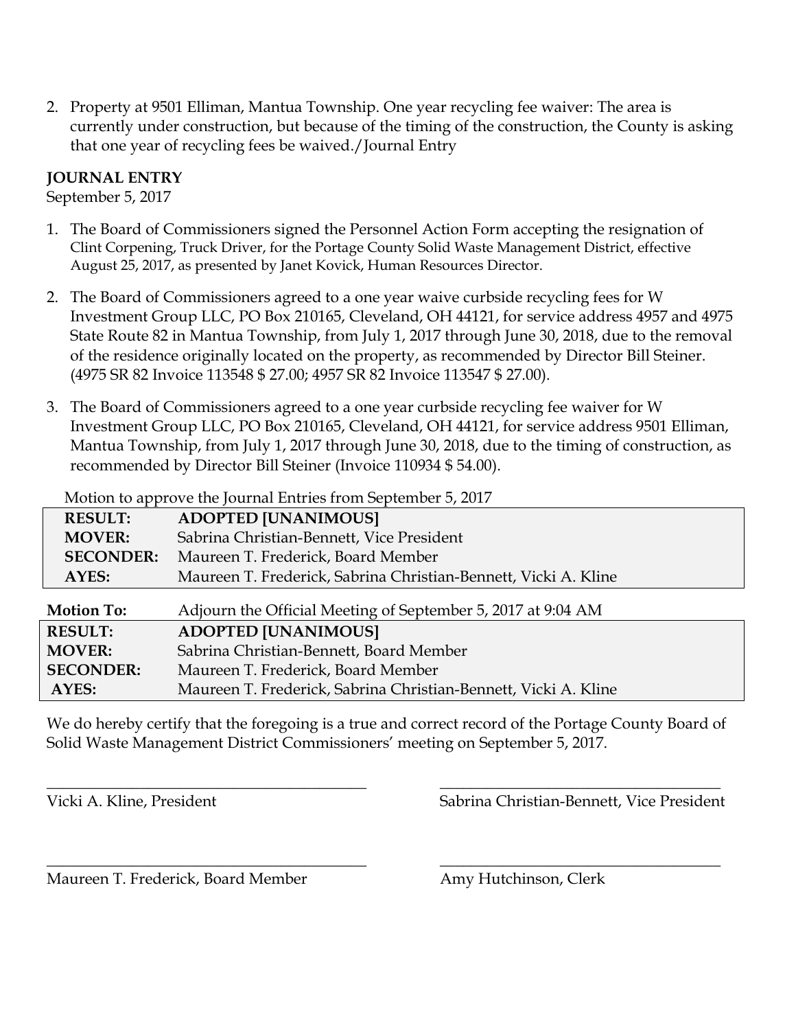2. Property at 9501 Elliman, Mantua Township. One year recycling fee waiver: The area is currently under construction, but because of the timing of the construction, the County is asking that one year of recycling fees be waived./Journal Entry

**JOURNAL ENTRY**
September 5, 2017

1. The Board of Commissioners signed the Personnel Action Form accepting the resignation of Clint Corpening, Truck Driver, for the Portage County Solid Waste Management District, effective August 25, 2017, as presented by Janet Kovick, Human Resources Director.
2. The Board of Commissioners agreed to a one year waive curbside recycling fees for W Investment Group LLC, PO Box 210165, Cleveland, OH 44121, for service address 4957 and 4975 State Route 82 in Mantua Township, from July 1, 2017 through June 30, 2018, due to the removal of the residence originally located on the property, as recommended by Director Bill Steiner. (4975 SR 82 Invoice 113548 $ 27.00; 4957 SR 82 Invoice 113547 $ 27.00).
3. The Board of Commissioners agreed to a one year curbside recycling fee waiver for W Investment Group LLC, PO Box 210165, Cleveland, OH 44121, for service address 9501 Elliman, Mantua Township, from July 1, 2017 through June 30, 2018, due to the timing of construction, as recommended by Director Bill Steiner (Invoice 110934 $ 54.00).

Motion to approve the Journal Entries from September 5, 2017

| | |
|---|---|
| **RESULT:** | **ADOPTED [UNANIMOUS]** |
| **MOVER:** | Sabrina Christian-Bennett, Vice President |
| **SECONDER:** | Maureen T. Frederick, Board Member |
| **AYES:** | Maureen T. Frederick, Sabrina Christian-Bennett, Vicki A. Kline |

| | |
|---|---|
| **Motion To:** | Adjourn the Official Meeting of September 5, 2017 at 9:04 AM |
| **RESULT:** | **ADOPTED [UNANIMOUS]** |
| **MOVER:** | Sabrina Christian-Bennett, Board Member |
| **SECONDER:** | Maureen T. Frederick, Board Member |
| **AYES:** | Maureen T. Frederick, Sabrina Christian-Bennett, Vicki A. Kline |

We do hereby certify that the foregoing is a true and correct record of the Portage County Board of Solid Waste Management District Commissioners' meeting on September 5, 2017.

\_\_\_\_\_\_\_\_\_\_\_\_\_\_\_\_\_\_\_\_\_\_\_\_\_\_\_\_\_\_\_\_\_\_\_\_\_\_\_\_
Vicki A. Kline, President

\_\_\_\_\_\_\_\_\_\_\_\_\_\_\_\_\_\_\_\_\_\_\_\_\_\_\_\_\_\_\_\_\_\_\_\_\_\_\_\_
Sabrina Christian-Bennett, Vice President

\_\_\_\_\_\_\_\_\_\_\_\_\_\_\_\_\_\_\_\_\_\_\_\_\_\_\_\_\_\_\_\_\_\_\_\_\_\_\_\_
Maureen T. Frederick, Board Member

\_\_\_\_\_\_\_\_\_\_\_\_\_\_\_\_\_\_\_\_\_\_\_\_\_\_\_\_\_\_\_\_\_\_\_\_\_\_\_\_
Amy Hutchinson, Clerk